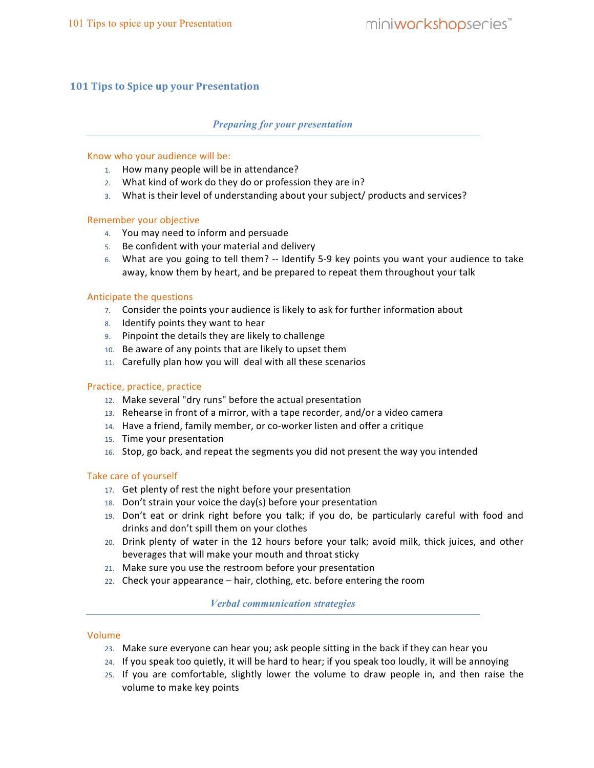# 101 Tips to Spice up your Presentation

## *Preparing for your presentation*

### Know who your audience will be:

1. How many people will be in attendance?
2. What kind of work do they do or profession they are in?
3. What is their level of understanding about your subject/ products and services?

### Remember your objective

4. You may need to inform and persuade
5. Be confident with your material and delivery
6. What are you going to tell them? -- Identify 5-9 key points you want your audience to take away, know them by heart, and be prepared to repeat them throughout your talk

### Anticipate the questions

7. Consider the points your audience is likely to ask for further information about
8. Identify points they want to hear
9. Pinpoint the details they are likely to challenge
10. Be aware of any points that are likely to upset them
11. Carefully plan how you will deal with all these scenarios

### Practice, practice, practice

12. Make several "dry runs" before the actual presentation
13. Rehearse in front of a mirror, with a tape recorder, and/or a video camera
14. Have a friend, family member, or co-worker listen and offer a critique
15. Time your presentation
16. Stop, go back, and repeat the segments you did not present the way you intended

### Take care of yourself

17. Get plenty of rest the night before your presentation
18. Don't strain your voice the day(s) before your presentation
19. Don't eat or drink right before you talk; if you do, be particularly careful with food and drinks and don't spill them on your clothes
20. Drink plenty of water in the 12 hours before your talk; avoid milk, thick juices, and other beverages that will make your mouth and throat sticky
21. Make sure you use the restroom before your presentation
22. Check your appearance – hair, clothing, etc. before entering the room

## *Verbal communication strategies*

### Volume

23. Make sure everyone can hear you; ask people sitting in the back if they can hear you
24. If you speak too quietly, it will be hard to hear; if you speak too loudly, it will be annoying
25. If you are comfortable, slightly lower the volume to draw people in, and then raise the volume to make key points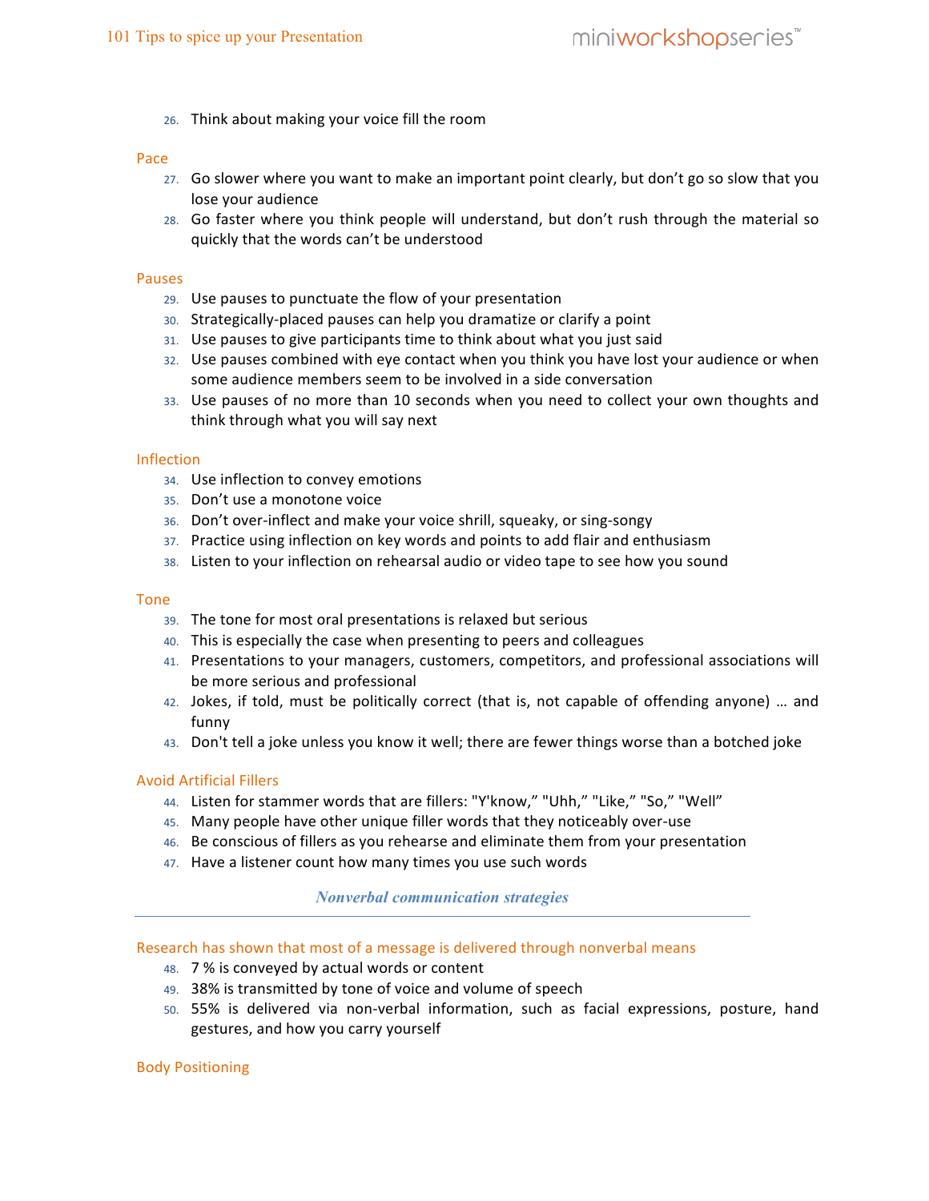26. Think about making your voice fill the room

### Pace

27. Go slower where you want to make an important point clearly, but don't go so slow that you lose your audience
28. Go faster where you think people will understand, but don't rush through the material so quickly that the words can't be understood

### Pauses

29. Use pauses to punctuate the flow of your presentation
30. Strategically-placed pauses can help you dramatize or clarify a point
31. Use pauses to give participants time to think about what you just said
32. Use pauses combined with eye contact when you think you have lost your audience or when some audience members seem to be involved in a side conversation
33. Use pauses of no more than 10 seconds when you need to collect your own thoughts and think through what you will say next

### Inflection

34. Use inflection to convey emotions
35. Don't use a monotone voice
36. Don't over-inflect and make your voice shrill, squeaky, or sing-songy
37. Practice using inflection on key words and points to add flair and enthusiasm
38. Listen to your inflection on rehearsal audio or video tape to see how you sound

### Tone

39. The tone for most oral presentations is relaxed but serious
40. This is especially the case when presenting to peers and colleagues
41. Presentations to your managers, customers, competitors, and professional associations will be more serious and professional
42. Jokes, if told, must be politically correct (that is, not capable of offending anyone) … and funny
43. Don't tell a joke unless you know it well; there are fewer things worse than a botched joke

### Avoid Artificial Fillers

44. Listen for stammer words that are fillers: "Y'know," "Uhh," "Like," "So," "Well"
45. Many people have other unique filler words that they noticeably over-use
46. Be conscious of fillers as you rehearse and eliminate them from your presentation
47. Have a listener count how many times you use such words

## *Nonverbal communication strategies*

### Research has shown that most of a message is delivered through nonverbal means

48. 7 % is conveyed by actual words or content
49. 38% is transmitted by tone of voice and volume of speech
50. 55% is delivered via non-verbal information, such as facial expressions, posture, hand gestures, and how you carry yourself

### Body Positioning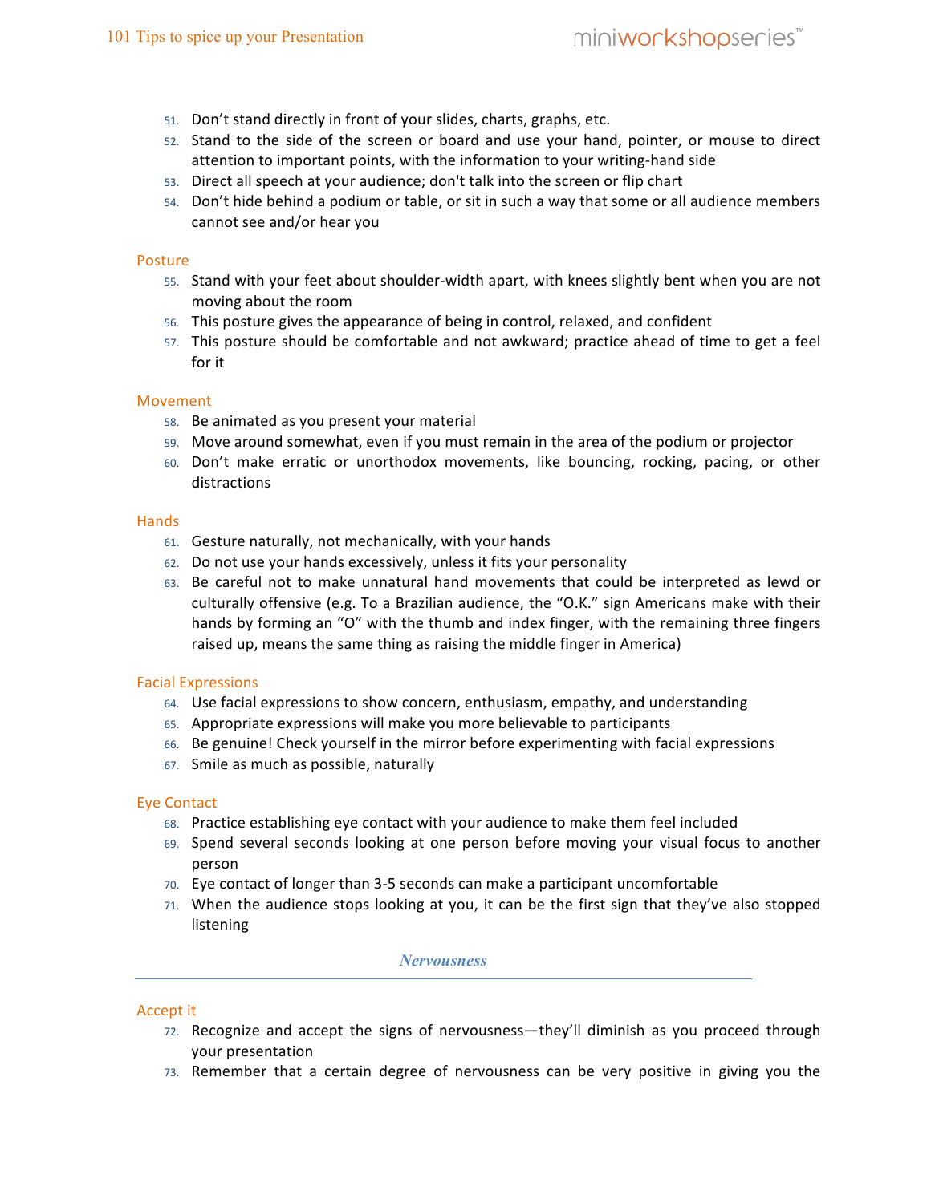51. Don't stand directly in front of your slides, charts, graphs, etc.
52. Stand to the side of the screen or board and use your hand, pointer, or mouse to direct attention to important points, with the information to your writing-hand side
53. Direct all speech at your audience; don't talk into the screen or flip chart
54. Don't hide behind a podium or table, or sit in such a way that some or all audience members cannot see and/or hear you

### Posture

55. Stand with your feet about shoulder-width apart, with knees slightly bent when you are not moving about the room
56. This posture gives the appearance of being in control, relaxed, and confident
57. This posture should be comfortable and not awkward; practice ahead of time to get a feel for it

### Movement

58. Be animated as you present your material
59. Move around somewhat, even if you must remain in the area of the podium or projector
60. Don't make erratic or unorthodox movements, like bouncing, rocking, pacing, or other distractions

### Hands

61. Gesture naturally, not mechanically, with your hands
62. Do not use your hands excessively, unless it fits your personality
63. Be careful not to make unnatural hand movements that could be interpreted as lewd or culturally offensive (e.g. To a Brazilian audience, the "O.K." sign Americans make with their hands by forming an "O" with the thumb and index finger, with the remaining three fingers raised up, means the same thing as raising the middle finger in America)

### Facial Expressions

64. Use facial expressions to show concern, enthusiasm, empathy, and understanding
65. Appropriate expressions will make you more believable to participants
66. Be genuine! Check yourself in the mirror before experimenting with facial expressions
67. Smile as much as possible, naturally

### Eye Contact

68. Practice establishing eye contact with your audience to make them feel included
69. Spend several seconds looking at one person before moving your visual focus to another person
70. Eye contact of longer than 3-5 seconds can make a participant uncomfortable
71. When the audience stops looking at you, it can be the first sign that they've also stopped listening

## *Nervousness*

### Accept it

72. Recognize and accept the signs of nervousness—they'll diminish as you proceed through your presentation
73. Remember that a certain degree of nervousness can be very positive in giving you the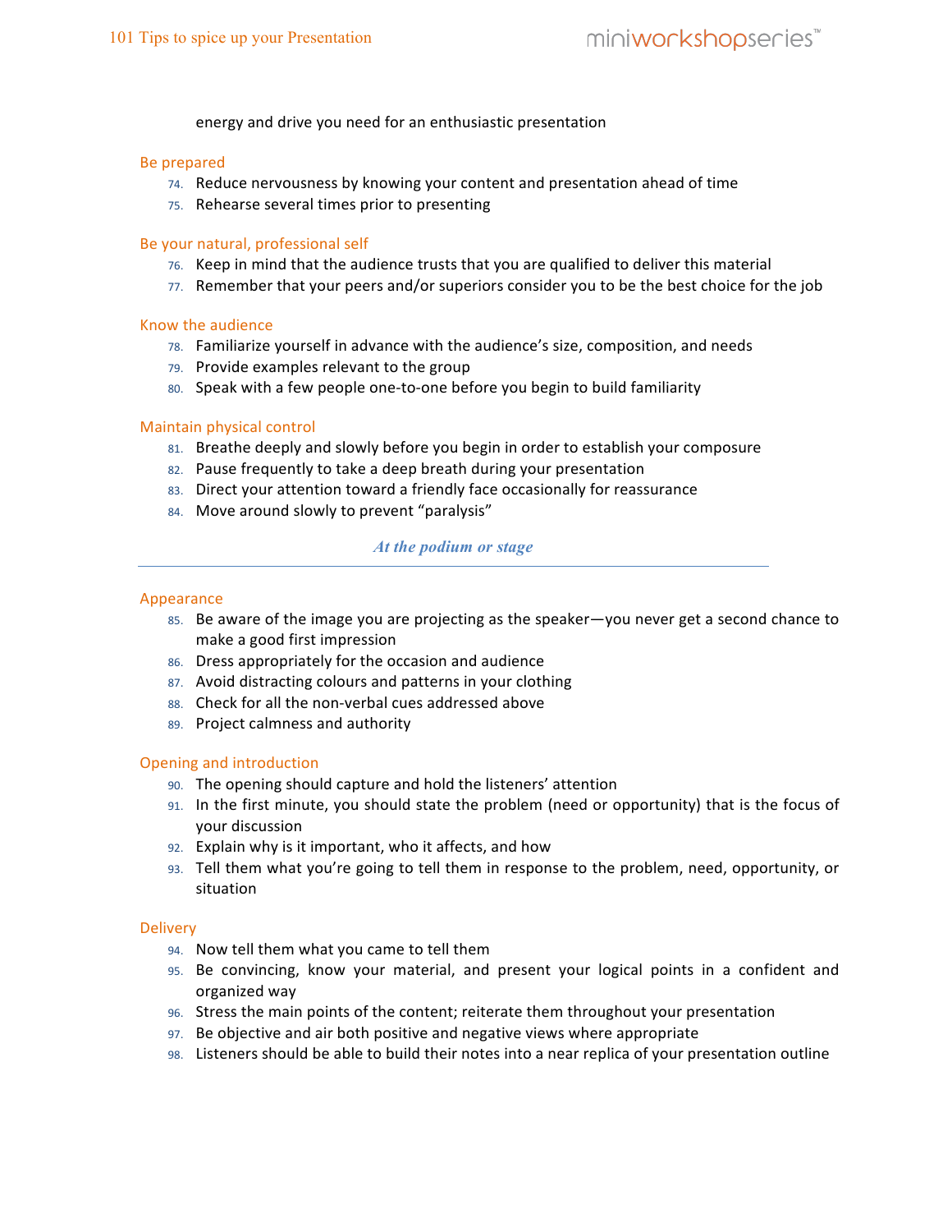energy and drive you need for an enthusiastic presentation

### Be prepared

74. Reduce nervousness by knowing your content and presentation ahead of time
75. Rehearse several times prior to presenting

### Be your natural, professional self

76. Keep in mind that the audience trusts that you are qualified to deliver this material
77. Remember that your peers and/or superiors consider you to be the best choice for the job

### Know the audience

78. Familiarize yourself in advance with the audience's size, composition, and needs
79. Provide examples relevant to the group
80. Speak with a few people one-to-one before you begin to build familiarity

### Maintain physical control

81. Breathe deeply and slowly before you begin in order to establish your composure
82. Pause frequently to take a deep breath during your presentation
83. Direct your attention toward a friendly face occasionally for reassurance
84. Move around slowly to prevent "paralysis"

## *At the podium or stage*

---

### Appearance

85. Be aware of the image you are projecting as the speaker—you never get a second chance to make a good first impression
86. Dress appropriately for the occasion and audience
87. Avoid distracting colours and patterns in your clothing
88. Check for all the non-verbal cues addressed above
89. Project calmness and authority

### Opening and introduction

90. The opening should capture and hold the listeners' attention
91. In the first minute, you should state the problem (need or opportunity) that is the focus of your discussion
92. Explain why is it important, who it affects, and how
93. Tell them what you're going to tell them in response to the problem, need, opportunity, or situation

### Delivery

94. Now tell them what you came to tell them
95. Be convincing, know your material, and present your logical points in a confident and organized way
96. Stress the main points of the content; reiterate them throughout your presentation
97. Be objective and air both positive and negative views where appropriate
98. Listeners should be able to build their notes into a near replica of your presentation outline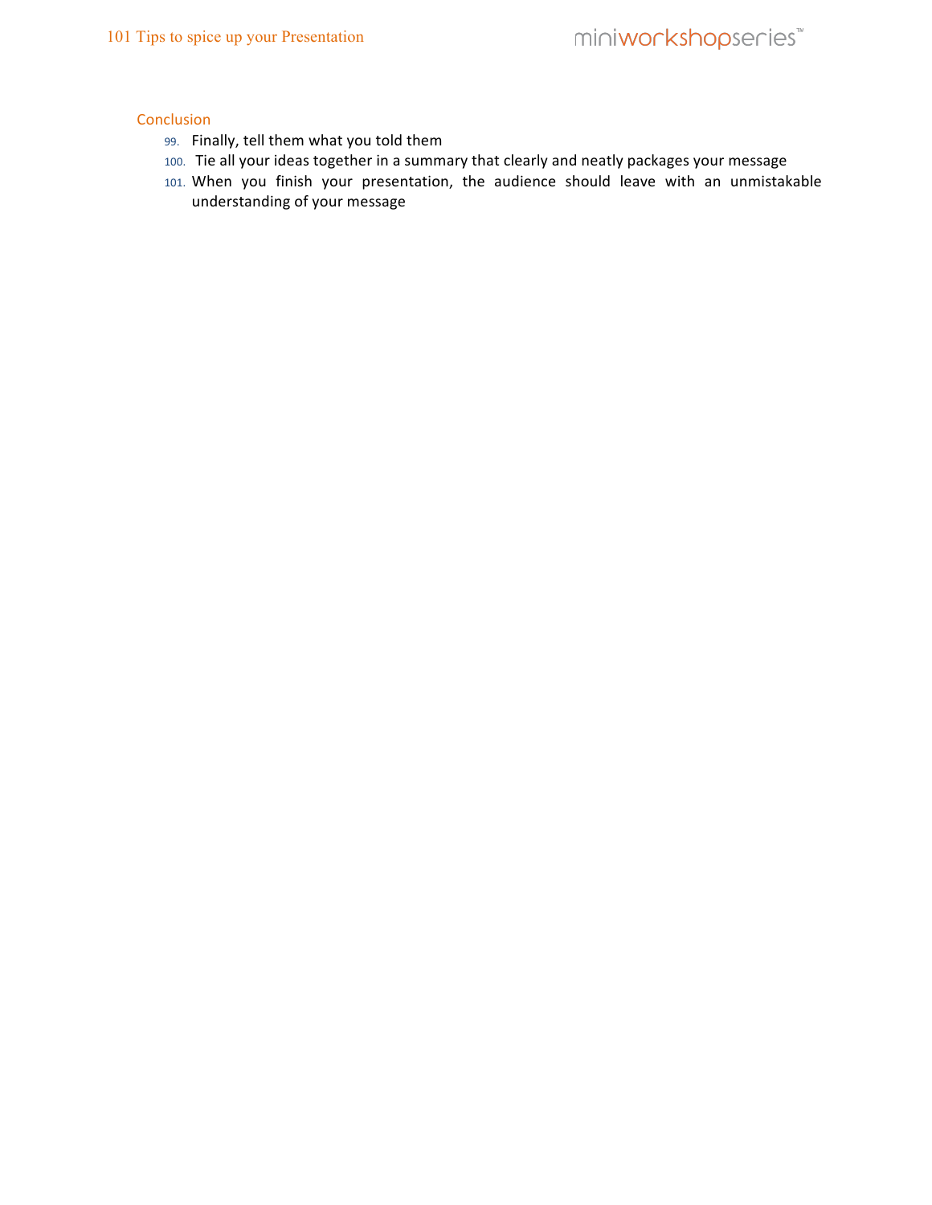## Conclusion

99. Finally, tell them what you told them
100. Tie all your ideas together in a summary that clearly and neatly packages your message
101. When you finish your presentation, the audience should leave with an unmistakable understanding of your message